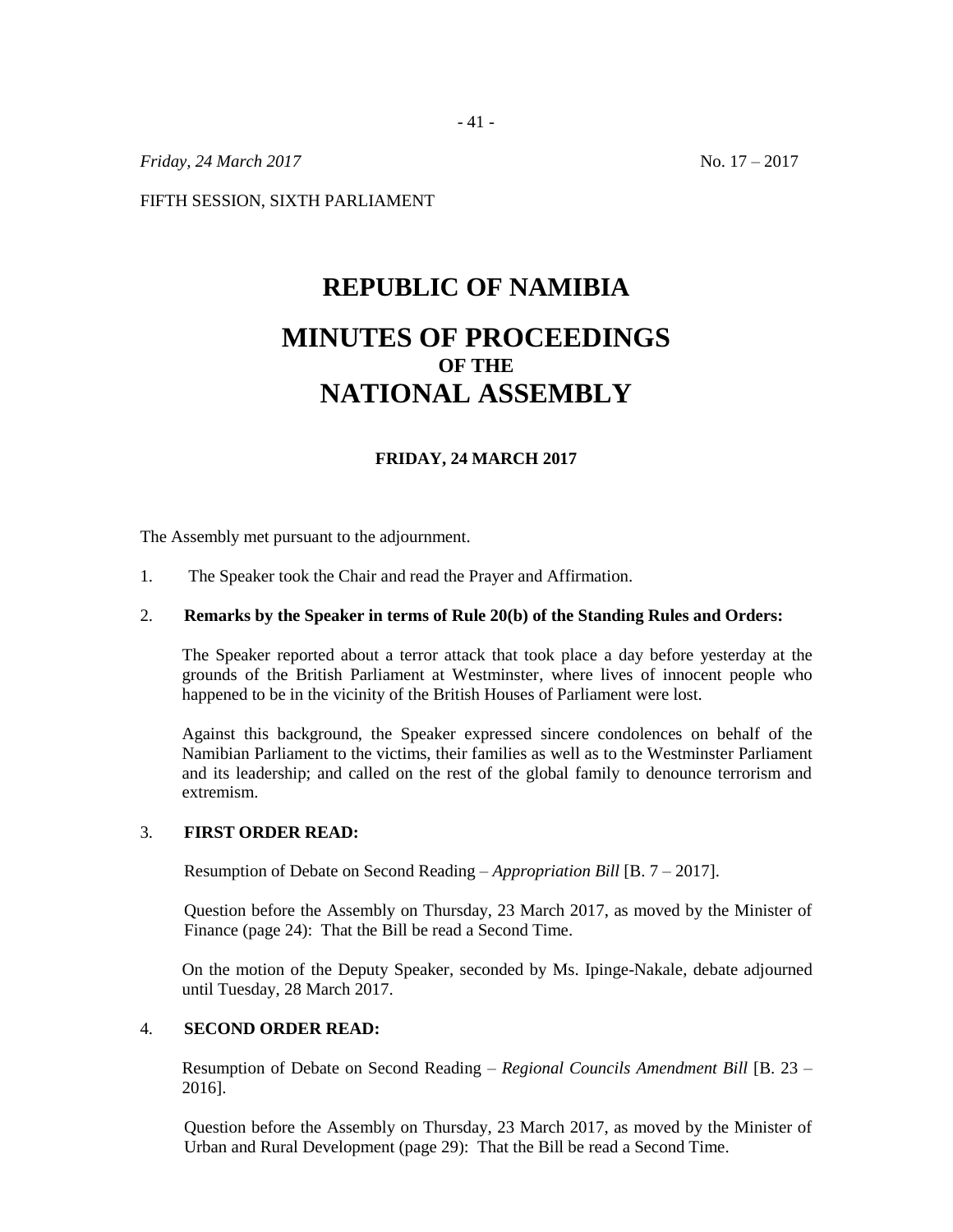*Friday, 24 March 2017* No. 17 – 2017

FIFTH SESSION, SIXTH PARLIAMENT

# REPUBLIC OF NAMIBIA

# MINUTES OF PROCEEDINGS
## OF THE
# NATIONAL ASSEMBLY

### FRIDAY, 24 MARCH 2017

The Assembly met pursuant to the adjournment.

1. The Speaker took the Chair and read the Prayer and Affirmation.

2. **Remarks by the Speaker in terms of Rule 20(b) of the Standing Rules and Orders:**

   The Speaker reported about a terror attack that took place a day before yesterday at the grounds of the British Parliament at Westminster, where lives of innocent people who happened to be in the vicinity of the British Houses of Parliament were lost.

   Against this background, the Speaker expressed sincere condolences on behalf of the Namibian Parliament to the victims, their families as well as to the Westminster Parliament and its leadership; and called on the rest of the global family to denounce terrorism and extremism.

3. **FIRST ORDER READ:**

   Resumption of Debate on Second Reading – *Appropriation Bill* [B. 7 – 2017].

   Question before the Assembly on Thursday, 23 March 2017, as moved by the Minister of Finance (page 24): That the Bill be read a Second Time.

   On the motion of the Deputy Speaker, seconded by Ms. Ipinge-Nakale, debate adjourned until Tuesday, 28 March 2017.

4. **SECOND ORDER READ:**

   Resumption of Debate on Second Reading – *Regional Councils Amendment Bill* [B. 23 – 2016].

   Question before the Assembly on Thursday, 23 March 2017, as moved by the Minister of Urban and Rural Development (page 29): That the Bill be read a Second Time.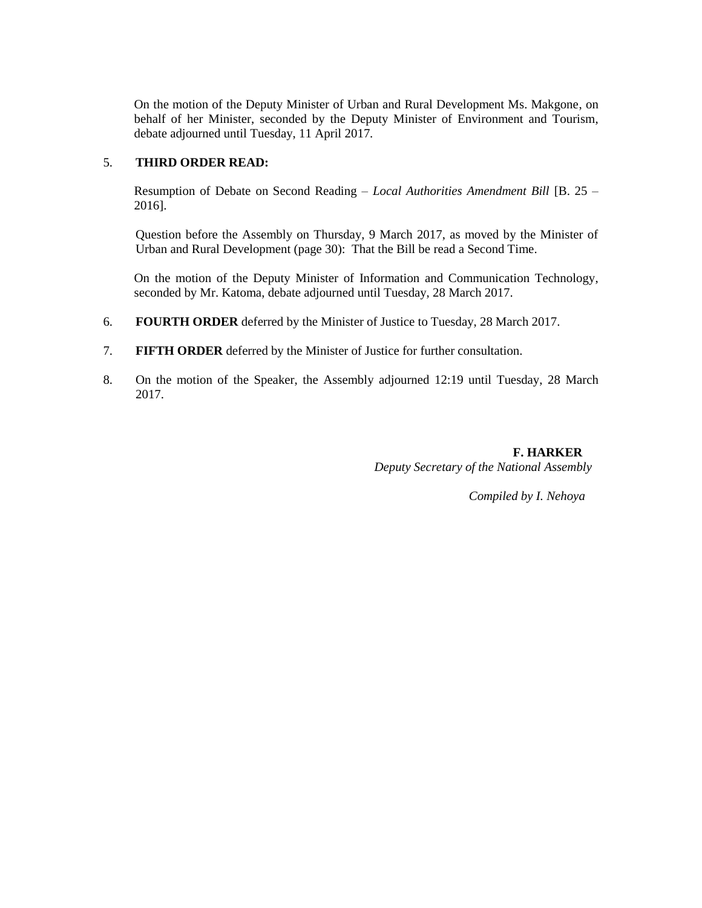On the motion of the Deputy Minister of Urban and Rural Development Ms. Makgone, on behalf of her Minister, seconded by the Deputy Minister of Environment and Tourism, debate adjourned until Tuesday, 11 April 2017.

5. **THIRD ORDER READ:**

   Resumption of Debate on Second Reading – *Local Authorities Amendment Bill* [B. 25 – 2016].

   Question before the Assembly on Thursday, 9 March 2017, as moved by the Minister of Urban and Rural Development (page 30): That the Bill be read a Second Time.

   On the motion of the Deputy Minister of Information and Communication Technology, seconded by Mr. Katoma, debate adjourned until Tuesday, 28 March 2017.

6. **FOURTH ORDER** deferred by the Minister of Justice to Tuesday, 28 March 2017.

7. **FIFTH ORDER** deferred by the Minister of Justice for further consultation.

8. On the motion of the Speaker, the Assembly adjourned 12:19 until Tuesday, 28 March 2017.

**F. HARKER**
*Deputy Secretary of the National Assembly*

*Compiled by I. Nehoya*